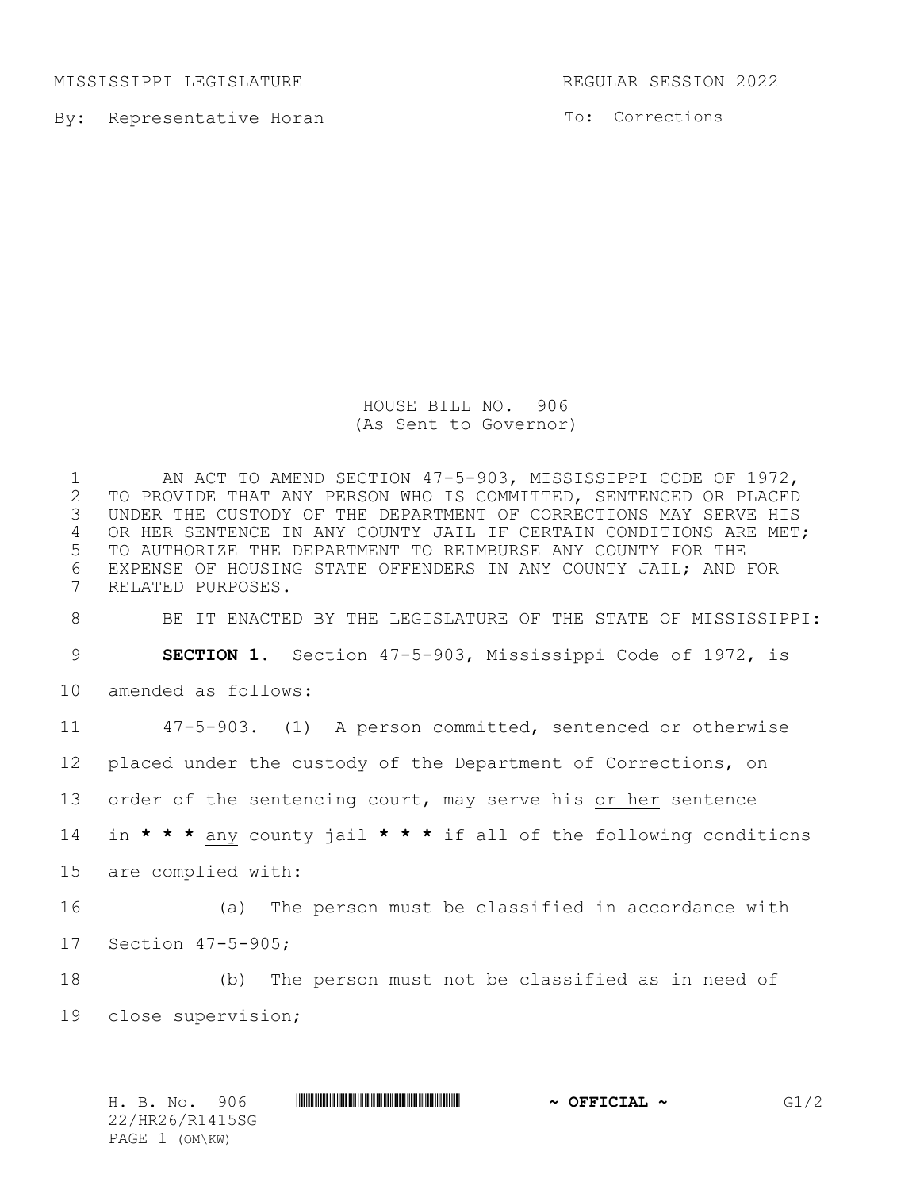MISSISSIPPI LEGISLATURE REGULAR SESSION 2022

By: Representative Horan

To: Corrections

HOUSE BILL NO. 906
(As Sent to Governor)

AN ACT TO AMEND SECTION 47-5-903, MISSISSIPPI CODE OF 1972, TO PROVIDE THAT ANY PERSON WHO IS COMMITTED, SENTENCED OR PLACED UNDER THE CUSTODY OF THE DEPARTMENT OF CORRECTIONS MAY SERVE HIS OR HER SENTENCE IN ANY COUNTY JAIL IF CERTAIN CONDITIONS ARE MET; TO AUTHORIZE THE DEPARTMENT TO REIMBURSE ANY COUNTY FOR THE EXPENSE OF HOUSING STATE OFFENDERS IN ANY COUNTY JAIL; AND FOR RELATED PURPOSES.

BE IT ENACTED BY THE LEGISLATURE OF THE STATE OF MISSISSIPPI:

**SECTION 1.** Section 47-5-903, Mississippi Code of 1972, is amended as follows:

47-5-903. (1) A person committed, sentenced or otherwise placed under the custody of the Department of Corrections, on order of the sentencing court, may serve his or her sentence in * * * any county jail * * * if all of the following conditions are complied with:

(a) The person must be classified in accordance with Section 47-5-905;

(b) The person must not be classified as in need of close supervision;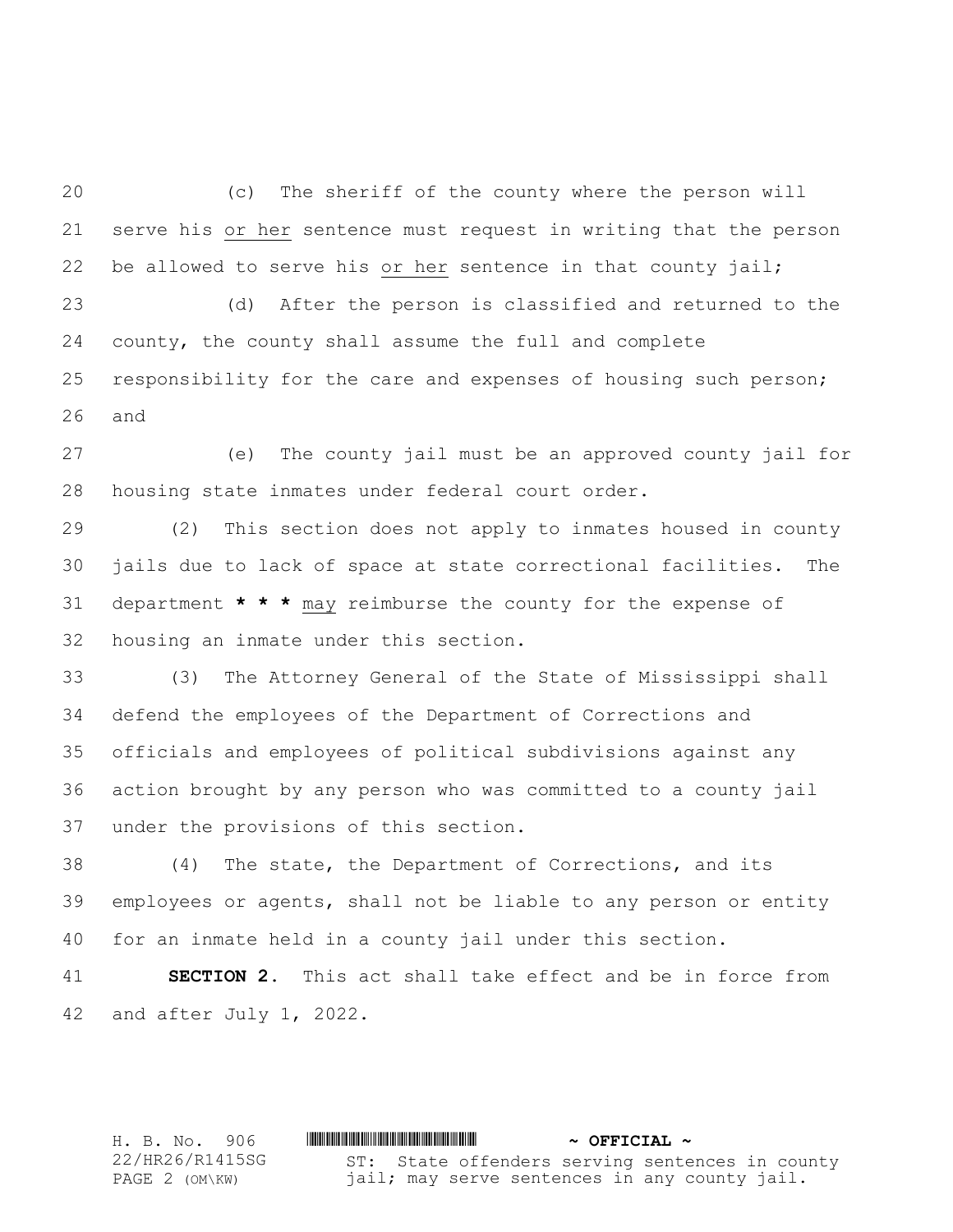(c) The sheriff of the county where the person will serve his <u>or her</u> sentence must request in writing that the person be allowed to serve his <u>or her</u> sentence in that county jail;

(d) After the person is classified and returned to the county, the county shall assume the full and complete responsibility for the care and expenses of housing such person; and

(e) The county jail must be an approved county jail for housing state inmates under federal court order.

(2) This section does not apply to inmates housed in county jails due to lack of space at state correctional facilities. The department **\* \* \*** <u>may</u> reimburse the county for the expense of housing an inmate under this section.

(3) The Attorney General of the State of Mississippi shall defend the employees of the Department of Corrections and officials and employees of political subdivisions against any action brought by any person who was committed to a county jail under the provisions of this section.

(4) The state, the Department of Corrections, and its employees or agents, shall not be liable to any person or entity for an inmate held in a county jail under this section.

**SECTION 2.** This act shall take effect and be in force from and after July 1, 2022.